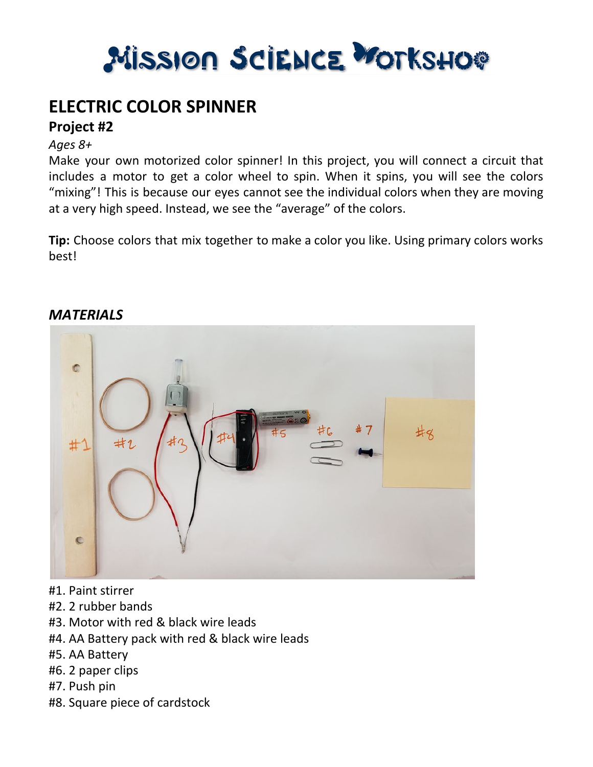# Mission Science Workshop

## ELECTRIC COLOR SPINNER

### Project #2

*Ages 8+*

Make your own motorized color spinner! In this project, you will connect a circuit that includes a motor to get a color wheel to spin. When it spins, you will see the colors "mixing"! This is because our eyes cannot see the individual colors when they are moving at a very high speed. Instead, we see the "average" of the colors.

**Tip:** Choose colors that mix together to make a color you like. Using primary colors works best!

### *MATERIALS*

#1. Paint stirrer
#2. 2 rubber bands
#3. Motor with red & black wire leads
#4. AA Battery pack with red & black wire leads
#5. AA Battery
#6. 2 paper clips
#7. Push pin
#8. Square piece of cardstock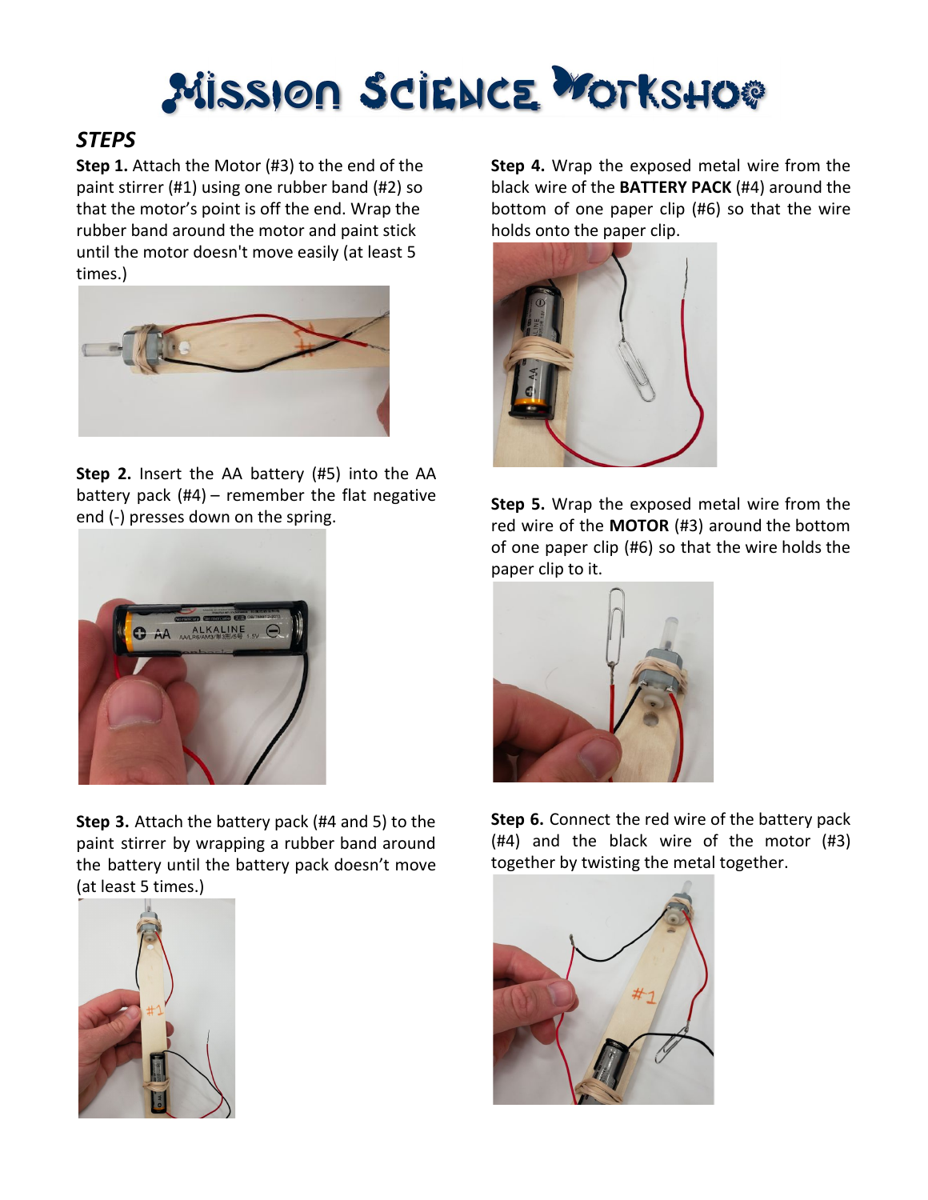# Mission Science Workshop

## *STEPS*

**Step 1.** Attach the Motor (#3) to the end of the paint stirrer (#1) using one rubber band (#2) so that the motor's point is off the end. Wrap the rubber band around the motor and paint stick until the motor doesn't move easily (at least 5 times.)

**Step 2.** Insert the AA battery (#5) into the AA battery pack (#4) – remember the flat negative end (-) presses down on the spring.

**Step 3.** Attach the battery pack (#4 and 5) to the paint stirrer by wrapping a rubber band around the battery until the battery pack doesn't move (at least 5 times.)

**Step 4.** Wrap the exposed metal wire from the black wire of the **BATTERY PACK** (#4) around the bottom of one paper clip (#6) so that the wire holds onto the paper clip.

**Step 5.** Wrap the exposed metal wire from the red wire of the **MOTOR** (#3) around the bottom of one paper clip (#6) so that the wire holds the paper clip to it.

**Step 6.** Connect the red wire of the battery pack (#4) and the black wire of the motor (#3) together by twisting the metal together.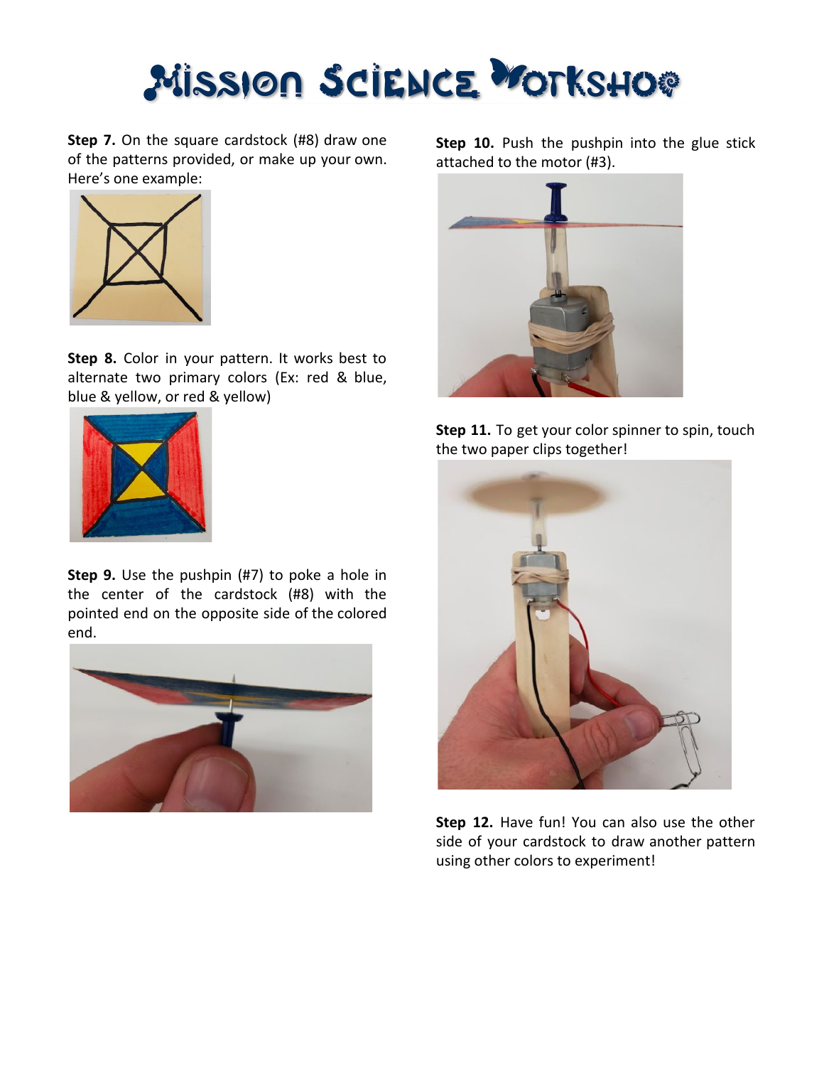**Step 7.** On the square cardstock (#8) draw one of the patterns provided, or make up your own. Here's one example:

**Step 8.** Color in your pattern. It works best to alternate two primary colors (Ex: red & blue, blue & yellow, or red & yellow)

**Step 9.** Use the pushpin (#7) to poke a hole in the center of the cardstock (#8) with the pointed end on the opposite side of the colored end.

**Step 10.** Push the pushpin into the glue stick attached to the motor (#3).

**Step 11.** To get your color spinner to spin, touch the two paper clips together!

**Step 12.** Have fun! You can also use the other side of your cardstock to draw another pattern using other colors to experiment!